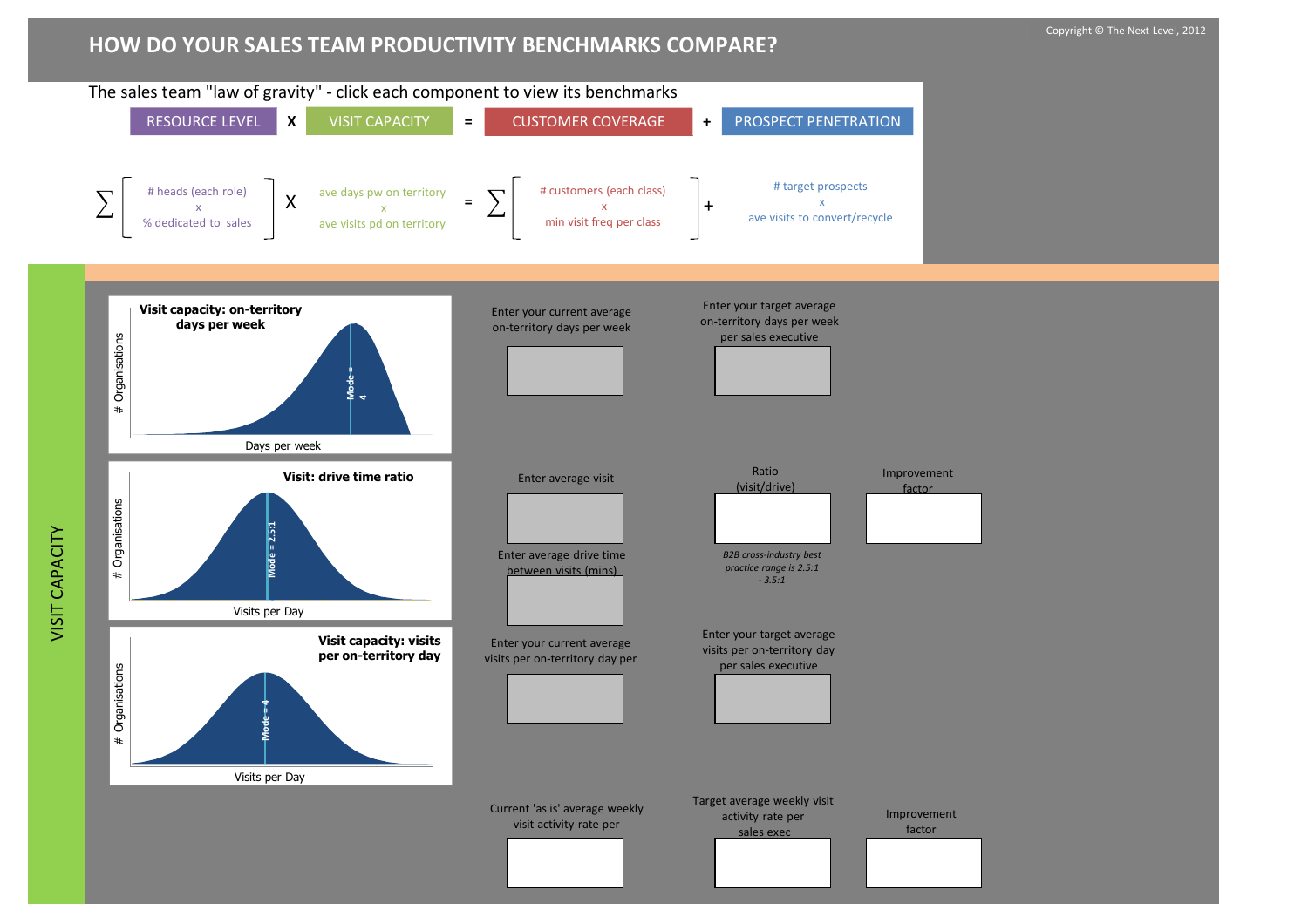# HOW DO YOUR SALES TEAM PRODUCTIVITY BENCHMARKS COMPARE?

Copyright © The Next Level, 2012

The sales team "law of gravity" - click each component to view its benchmarks

RESOURCE LEVEL **X** VISIT CAPACITY **=** CUSTOMER COVERAGE **+** PROSPECT PENETRATION

$$\sum \left[ \begin{array}{c} \text{\# heads (each role)} \\ \text{x} \\ \text{\% dedicated to sales} \end{array} \right] \text{X} \begin{array}{c} \text{ave days pw on territory} \\ \text{x} \\ \text{ave visits pd on territory} \end{array} = \sum \left[ \begin{array}{c} \text{\# customers (each class)} \\ \text{x} \\ \text{min visit freq per class} \end{array} \right] + \begin{array}{c} \text{\# target prospects} \\ \text{x} \\ \text{ave visits to convert/recycle} \end{array}$$

## VISIT CAPACITY

**Visit capacity: on-territory days per week**

# Organisations — Days per week — Mode = 4

Enter your current average on-territory days per week

Enter your target average on-territory days per week per sales executive

**Visit: drive time ratio**

# Organisations — Visits per Day — Mode = 2.5:1

Enter average visit

Enter average drive time between visits (mins)

Ratio (visit/drive)

*B2B cross-industry best practice range is 2.5:1 - 3.5:1*

Improvement factor

**Visit capacity: visits per on-territory day**

# Organisations — Visits per Day — Mode = 4

Enter your current average visits per on-territory day per

Enter your target average visits per on-territory day per sales executive

Current 'as is' average weekly visit activity rate per

Target average weekly visit activity rate per sales exec

Improvement factor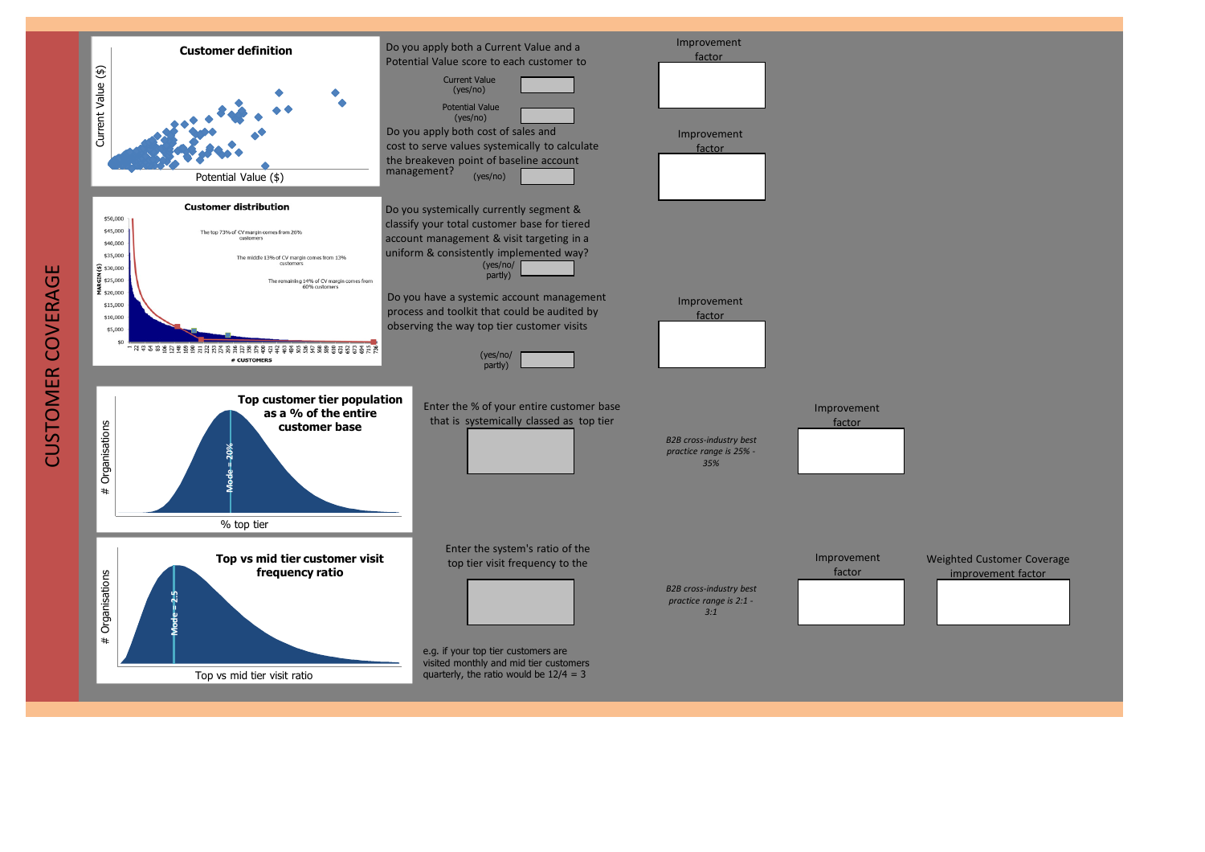# CUSTOMER COVERAGE

**Customer definition**

Current Value ($)

Potential Value ($)

Do you apply both a Current Value and a Potential Value score to each customer to

Current Value (yes/no)

Potential Value (yes/no)

Improvement factor

Do you apply both cost of sales and cost to serve values systemically to calculate the breakeven point of baseline account management? (yes/no)

Improvement factor

**Customer distribution**

The top 73% of CV margin comes from 26% customers

The middle 13% of CV margin comes from 13% customers

The remaining 14% of CV margin comes from 60% customers

MARGIN ($)

# CUSTOMERS

Do you systemically currently segment & classify your total customer base for tiered account management & visit targeting in a uniform & consistently implemented way? (yes/no/ partly)

Do you have a systemic account management process and toolkit that could be audited by observing the way top tier customer visits

(yes/no/ partly)

Improvement factor

**Top customer tier population as a % of the entire customer base**

# Organisations

Mode = 20%

% top tier

Enter the % of your entire customer base that is systemically classed as top tier

*B2B cross-industry best practice range is 25% - 35%*

Improvement factor

**Top vs mid tier customer visit frequency ratio**

# Organisations

Mode = 2.5

Top vs mid tier visit ratio

Enter the system's ratio of the top tier visit frequency to the

e.g. if your top tier customers are visited monthly and mid tier customers quarterly, the ratio would be 12/4 = 3

*B2B cross-industry best practice range is 2:1 - 3:1*

Improvement factor

Weighted Customer Coverage improvement factor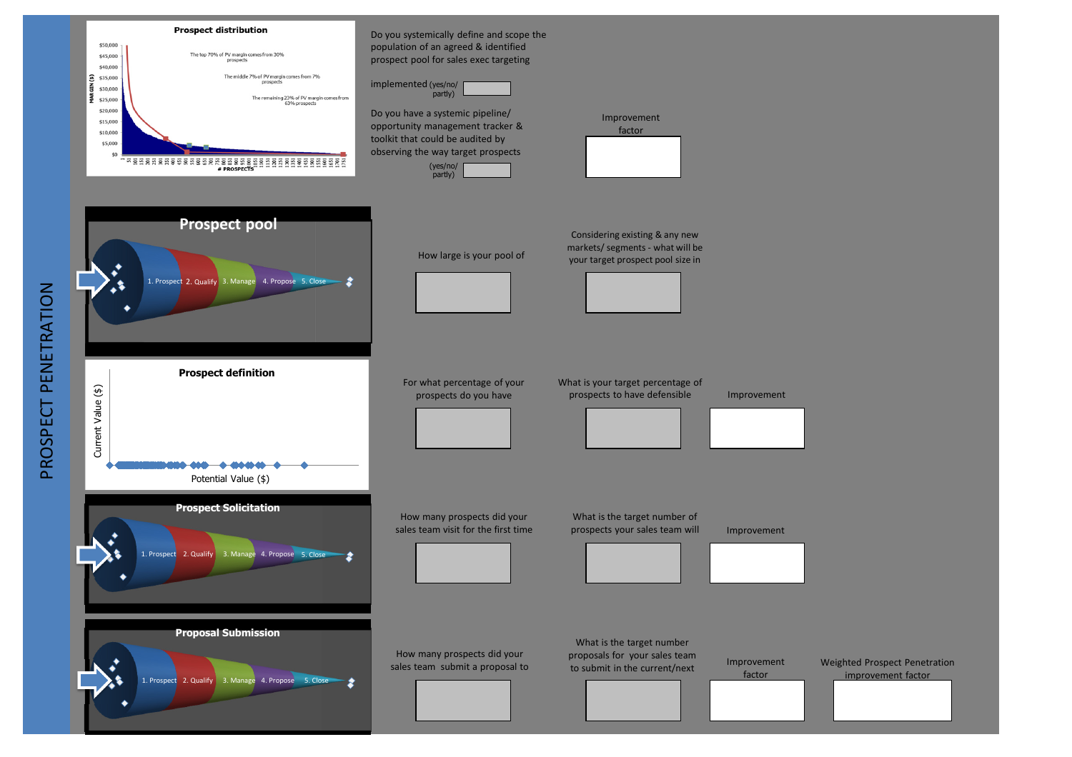# PROSPECT PENETRATION

**Prospect distribution**

$50,000
$45,000
$40,000
$35,000
$30,000
$25,000
$20,000
$15,000
$10,000
$5,000
$0

MARGIN ($)

# PROSPECTS

The top 70% of PV margin comes from 30% prospects

The middle 7% of PV margin comes from 7% prospects

The remaining 23% of PV margin comes from 63% prospects

Do you systemically define and scope the population of an agreed & identified prospect pool for sales exec targeting

implemented (yes/no/ partly)

Do you have a systemic pipeline/ opportunity management tracker & toolkit that could be audited by observing the way target prospects

(yes/no/ partly)

Improvement factor

**Prospect pool**

1. Prospect 2. Qualify 3. Manage 4. Propose 5. Close

How large is your pool of

Considering existing & any new markets/ segments - what will be your target prospect pool size in

**Prospect definition**

Current Value ($)

Potential Value ($)

For what percentage of your prospects do you have

What is your target percentage of prospects to have defensible

Improvement

**Prospect Solicitation**

1. Prospect 2. Qualify 3. Manage 4. Propose 5. Close

How many prospects did your sales team visit for the first time

What is the target number of prospects your sales team will

Improvement

**Proposal Submission**

1. Prospect 2. Qualify 3. Manage 4. Propose 5. Close

How many prospects did your sales team submit a proposal to

What is the target number proposals for your sales team to submit in the current/next

Improvement factor

Weighted Prospect Penetration improvement factor